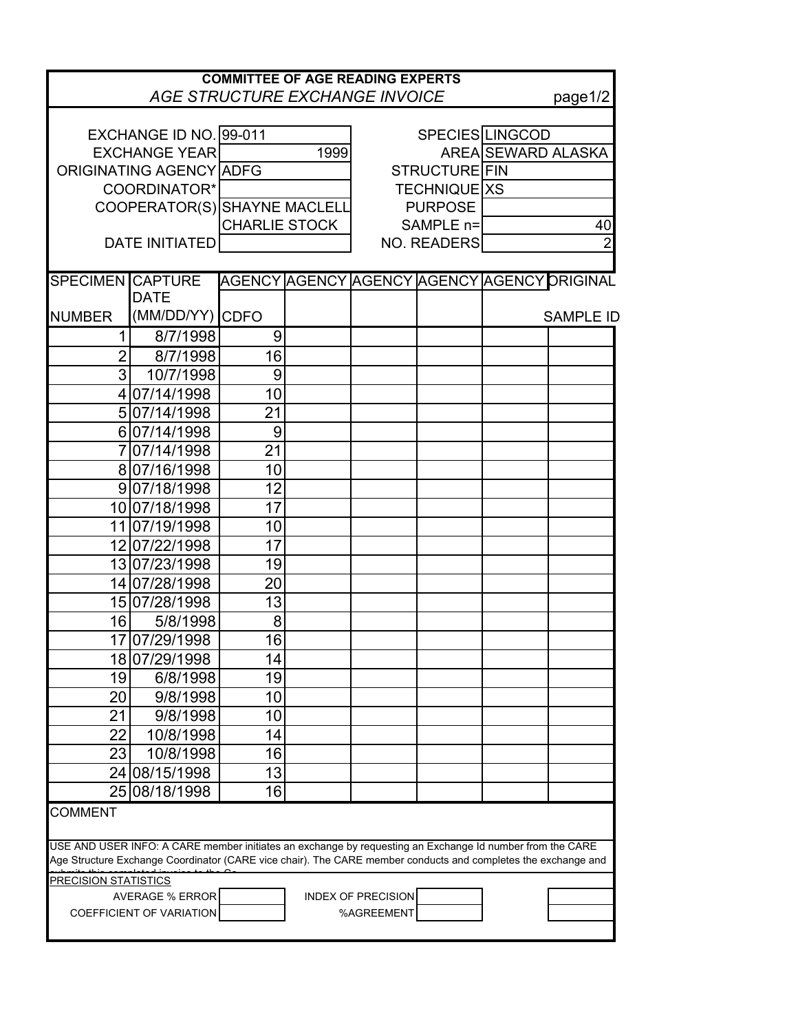**COMMITTEE OF AGE READING EXPERTS**

*AGE STRUCTURE EXCHANGE INVOICE* page1/2

| | | | |
|---|---|---|---|
| EXCHANGE ID NO. | 99-011 | SPECIES | LINGCOD |
| EXCHANGE YEAR | 1999 | AREA | SEWARD ALASKA |
| ORIGINATING AGENCY | ADFG | STRUCTURE | FIN |
| COORDINATOR* | | TECHNIQUE | XS |
| COOPERATOR(S) | SHAYNE MACLELL | PURPOSE | |
| | CHARLIE STOCK | SAMPLE n= | 40 |
| DATE INITIATED | | NO. READERS | 2 |

| SPECIMEN NUMBER | CAPTURE DATE (MM/DD/YY) | AGENCY CDFO | AGENCY | AGENCY | AGENCY | AGENCY | ORIGINAL SAMPLE ID |
|---|---|---|---|---|---|---|---|
| 1 | 8/7/1998 | 9 | | | | | |
| 2 | 8/7/1998 | 16 | | | | | |
| 3 | 10/7/1998 | 9 | | | | | |
| 4 | 07/14/1998 | 10 | | | | | |
| 5 | 07/14/1998 | 21 | | | | | |
| 6 | 07/14/1998 | 9 | | | | | |
| 7 | 07/14/1998 | 21 | | | | | |
| 8 | 07/16/1998 | 10 | | | | | |
| 9 | 07/18/1998 | 12 | | | | | |
| 10 | 07/18/1998 | 17 | | | | | |
| 11 | 07/19/1998 | 10 | | | | | |
| 12 | 07/22/1998 | 17 | | | | | |
| 13 | 07/23/1998 | 19 | | | | | |
| 14 | 07/28/1998 | 20 | | | | | |
| 15 | 07/28/1998 | 13 | | | | | |
| 16 | 5/8/1998 | 8 | | | | | |
| 17 | 07/29/1998 | 16 | | | | | |
| 18 | 07/29/1998 | 14 | | | | | |
| 19 | 6/8/1998 | 19 | | | | | |
| 20 | 9/8/1998 | 10 | | | | | |
| 21 | 9/8/1998 | 10 | | | | | |
| 22 | 10/8/1998 | 14 | | | | | |
| 23 | 10/8/1998 | 16 | | | | | |
| 24 | 08/15/1998 | 13 | | | | | |
| 25 | 08/18/1998 | 16 | | | | | |

COMMENT

USE AND USER INFO: A CARE member initiates an exchange by requesting an Exchange Id number from the CARE Age Structure Exchange Coordinator (CARE vice chair). The CARE member conducts and completes the exchange and submits this completed invoice to the Co...

PRECISION STATISTICS

| | | | |
|---|---|---|---|
| AVERAGE % ERROR | | INDEX OF PRECISION | |
| COEFFICIENT OF VARIATION | | %AGREEMENT | |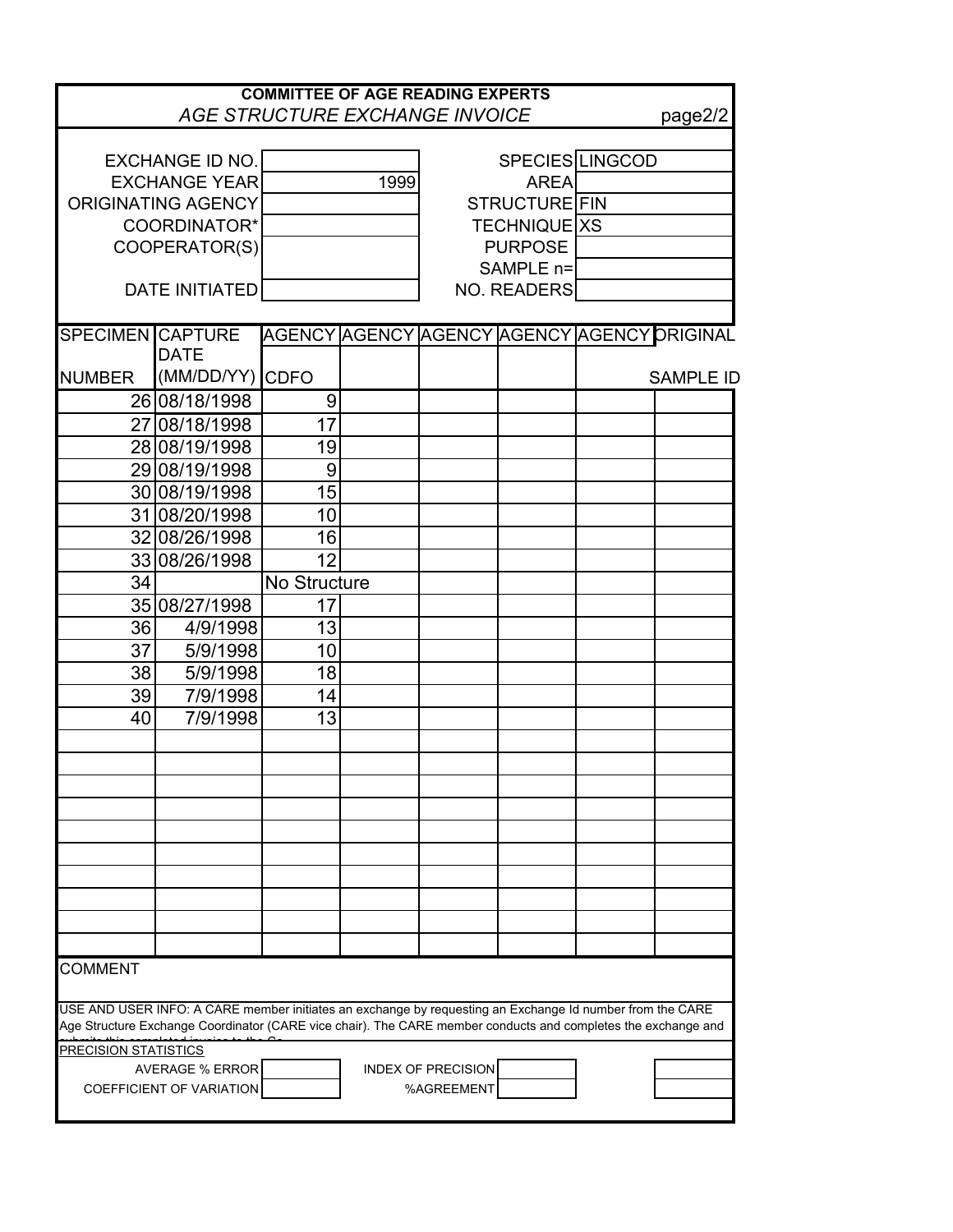**COMMITTEE OF AGE READING EXPERTS**

*AGE STRUCTURE EXCHANGE INVOICE* page2/2

| | | | |
|---|---|---|---|
| EXCHANGE ID NO. | | SPECIES | LINGCOD |
| EXCHANGE YEAR | 1999 | AREA | |
| ORIGINATING AGENCY | | STRUCTURE | FIN |
| COORDINATOR* | | TECHNIQUE | XS |
| COOPERATOR(S) | | PURPOSE | |
| | | SAMPLE n= | |
| DATE INITIATED | | NO. READERS | |

| SPECIMEN NUMBER | CAPTURE DATE (MM/DD/YY) | AGENCY CDFO | AGENCY | AGENCY | AGENCY | AGENCY | ORIGINAL SAMPLE ID |
|---|---|---|---|---|---|---|---|
| 26 | 08/18/1998 | 9 | | | | | |
| 27 | 08/18/1998 | 17 | | | | | |
| 28 | 08/19/1998 | 19 | | | | | |
| 29 | 08/19/1998 | 9 | | | | | |
| 30 | 08/19/1998 | 15 | | | | | |
| 31 | 08/20/1998 | 10 | | | | | |
| 32 | 08/26/1998 | 16 | | | | | |
| 33 | 08/26/1998 | 12 | | | | | |
| 34 | | No Structure | | | | | |
| 35 | 08/27/1998 | 17 | | | | | |
| 36 | 4/9/1998 | 13 | | | | | |
| 37 | 5/9/1998 | 10 | | | | | |
| 38 | 5/9/1998 | 18 | | | | | |
| 39 | 7/9/1998 | 14 | | | | | |
| 40 | 7/9/1998 | 13 | | | | | |

COMMENT

USE AND USER INFO: A CARE member initiates an exchange by requesting an Exchange Id number from the CARE Age Structure Exchange Coordinator (CARE vice chair). The CARE member conducts and completes the exchange and submits this completed invoice to the Co...

PRECISION STATISTICS

| | | | |
|---|---|---|---|
| AVERAGE % ERROR | | INDEX OF PRECISION | |
| COEFFICIENT OF VARIATION | | %AGREEMENT | |